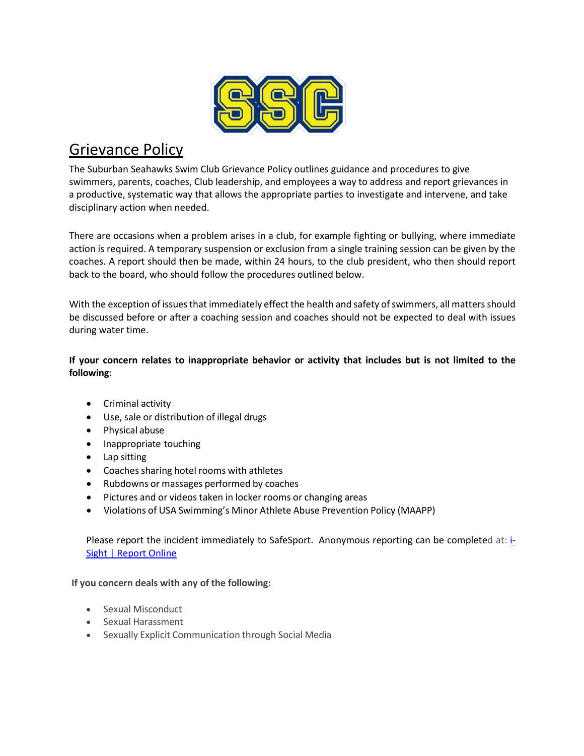# Grievance Policy

The Suburban Seahawks Swim Club Grievance Policy outlines guidance and procedures to give swimmers, parents, coaches, Club leadership, and employees a way to address and report grievances in a productive, systematic way that allows the appropriate parties to investigate and intervene, and take disciplinary action when needed.

There are occasions when a problem arises in a club, for example fighting or bullying, where immediate action is required. A temporary suspension or exclusion from a single training session can be given by the coaches. A report should then be made, within 24 hours, to the club president, who then should report back to the board, who should follow the procedures outlined below.

With the exception of issues that immediately effect the health and safety of swimmers, all matters should be discussed before or after a coaching session and coaches should not be expected to deal with issues during water time.

**If your concern relates to inappropriate behavior or activity that includes but is not limited to the following**:

- Criminal activity
- Use, sale or distribution of illegal drugs
- Physical abuse
- Inappropriate touching
- Lap sitting
- Coaches sharing hotel rooms with athletes
- Rubdowns or massages performed by coaches
- Pictures and or videos taken in locker rooms or changing areas
- Violations of USA Swimming's Minor Athlete Abuse Prevention Policy (MAAPP)

Please report the incident immediately to SafeSport. Anonymous reporting can be completed at: i-Sight | Report Online

**If you concern deals with any of the following:**

- Sexual Misconduct
- Sexual Harassment
- Sexually Explicit Communication through Social Media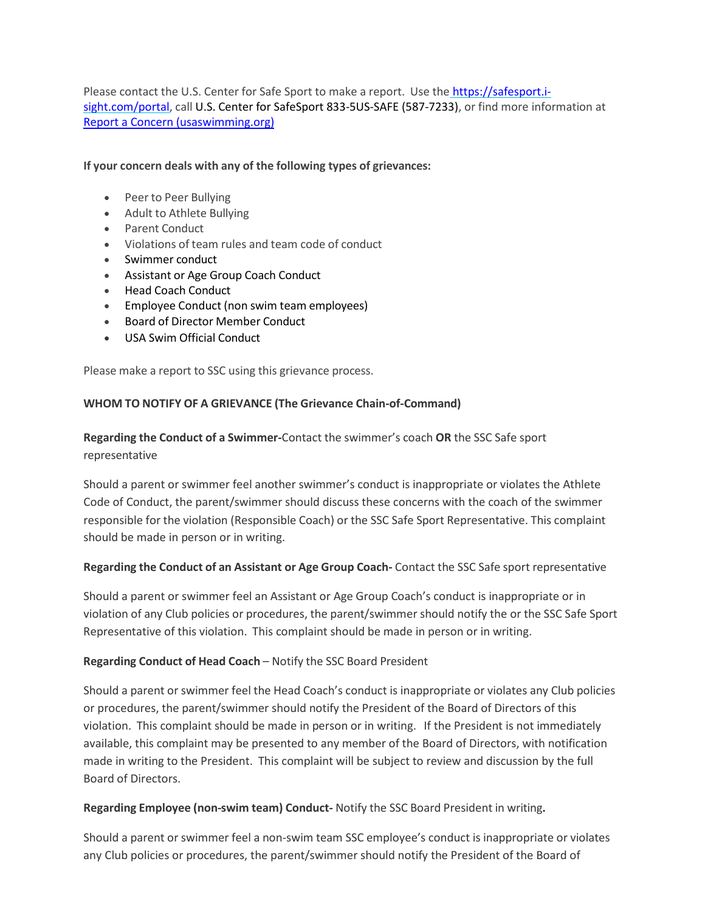Please contact the U.S. Center for Safe Sport to make a report. Use the [https://safesport.i-sight.com/portal](https://safesport.i-sight.com/portal), call U.S. Center for SafeSport 833-5US-SAFE (587-7233), or find more information at [Report a Concern (usaswimming.org)](usaswimming.org)

**If your concern deals with any of the following types of grievances:**

- Peer to Peer Bullying
- Adult to Athlete Bullying
- Parent Conduct
- Violations of team rules and team code of conduct
- Swimmer conduct
- Assistant or Age Group Coach Conduct
- Head Coach Conduct
- Employee Conduct (non swim team employees)
- Board of Director Member Conduct
- USA Swim Official Conduct

Please make a report to SSC using this grievance process.

**WHOM TO NOTIFY OF A GRIEVANCE (The Grievance Chain-of-Command)**

**Regarding the Conduct of a Swimmer-**Contact the swimmer's coach **OR** the SSC Safe sport representative

Should a parent or swimmer feel another swimmer's conduct is inappropriate or violates the Athlete Code of Conduct, the parent/swimmer should discuss these concerns with the coach of the swimmer responsible for the violation (Responsible Coach) or the SSC Safe Sport Representative. This complaint should be made in person or in writing.

**Regarding the Conduct of an Assistant or Age Group Coach-** Contact the SSC Safe sport representative

Should a parent or swimmer feel an Assistant or Age Group Coach's conduct is inappropriate or in violation of any Club policies or procedures, the parent/swimmer should notify the or the SSC Safe Sport Representative of this violation. This complaint should be made in person or in writing.

**Regarding Conduct of Head Coach** – Notify the SSC Board President

Should a parent or swimmer feel the Head Coach's conduct is inappropriate or violates any Club policies or procedures, the parent/swimmer should notify the President of the Board of Directors of this violation. This complaint should be made in person or in writing. If the President is not immediately available, this complaint may be presented to any member of the Board of Directors, with notification made in writing to the President. This complaint will be subject to review and discussion by the full Board of Directors.

**Regarding Employee (non-swim team) Conduct-** Notify the SSC Board President in writing**.**

Should a parent or swimmer feel a non-swim team SSC employee's conduct is inappropriate or violates any Club policies or procedures, the parent/swimmer should notify the President of the Board of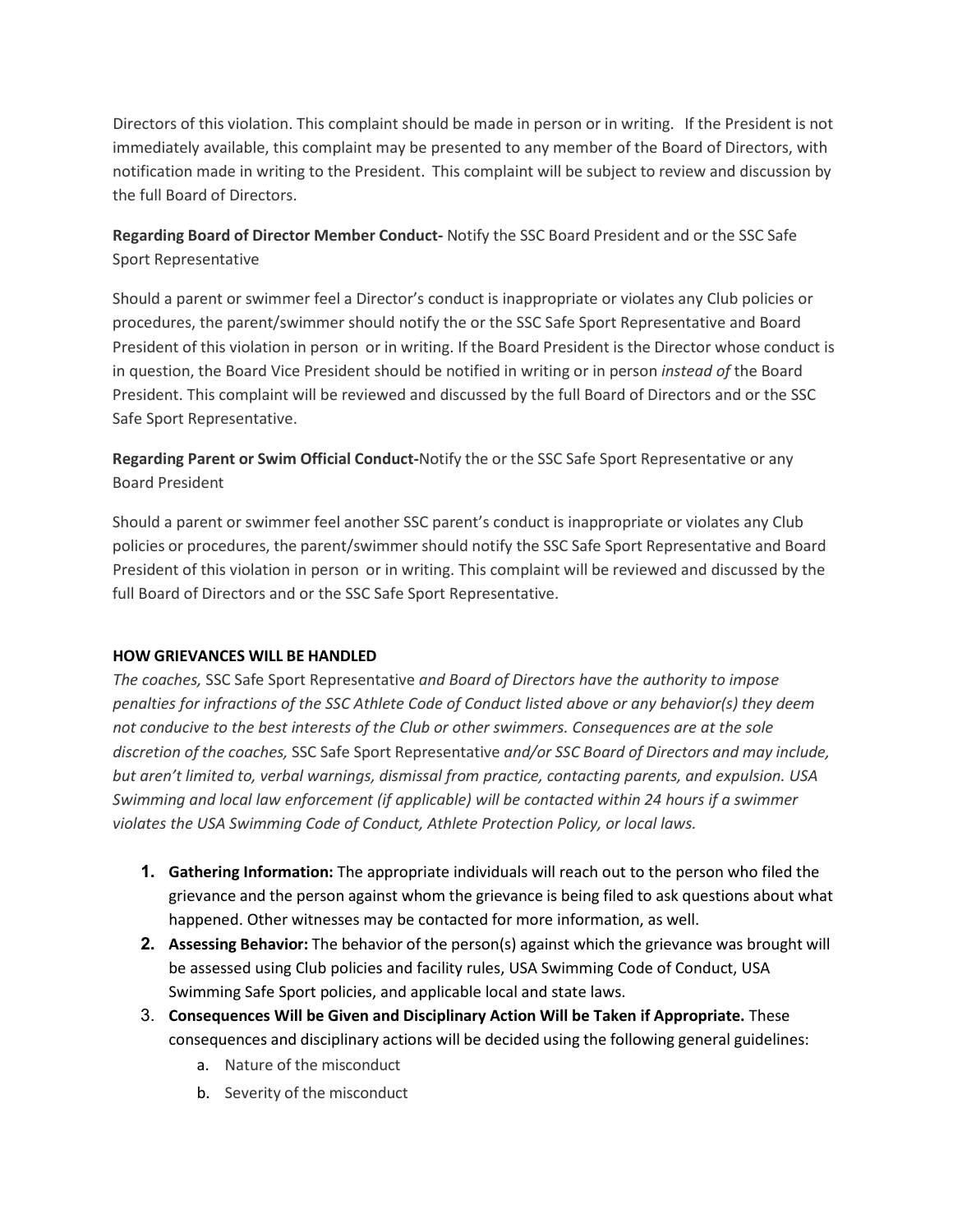Directors of this violation. This complaint should be made in person or in writing. If the President is not immediately available, this complaint may be presented to any member of the Board of Directors, with notification made in writing to the President. This complaint will be subject to review and discussion by the full Board of Directors.

**Regarding Board of Director Member Conduct-** Notify the SSC Board President and or the SSC Safe Sport Representative

Should a parent or swimmer feel a Director's conduct is inappropriate or violates any Club policies or procedures, the parent/swimmer should notify the or the SSC Safe Sport Representative and Board President of this violation in person or in writing. If the Board President is the Director whose conduct is in question, the Board Vice President should be notified in writing or in person *instead of* the Board President. This complaint will be reviewed and discussed by the full Board of Directors and or the SSC Safe Sport Representative.

**Regarding Parent or Swim Official Conduct-**Notify the or the SSC Safe Sport Representative or any Board President

Should a parent or swimmer feel another SSC parent's conduct is inappropriate or violates any Club policies or procedures, the parent/swimmer should notify the SSC Safe Sport Representative and Board President of this violation in person or in writing. This complaint will be reviewed and discussed by the full Board of Directors and or the SSC Safe Sport Representative.

**HOW GRIEVANCES WILL BE HANDLED**

*The coaches,* SSC Safe Sport Representative *and Board of Directors have the authority to impose penalties for infractions of the SSC Athlete Code of Conduct listed above or any behavior(s) they deem not conducive to the best interests of the Club or other swimmers. Consequences are at the sole discretion of the coaches,* SSC Safe Sport Representative *and/or SSC Board of Directors and may include, but aren't limited to, verbal warnings, dismissal from practice, contacting parents, and expulsion. USA Swimming and local law enforcement (if applicable) will be contacted within 24 hours if a swimmer violates the USA Swimming Code of Conduct, Athlete Protection Policy, or local laws.*

1. **Gathering Information:** The appropriate individuals will reach out to the person who filed the grievance and the person against whom the grievance is being filed to ask questions about what happened. Other witnesses may be contacted for more information, as well.
2. **Assessing Behavior:** The behavior of the person(s) against which the grievance was brought will be assessed using Club policies and facility rules, USA Swimming Code of Conduct, USA Swimming Safe Sport policies, and applicable local and state laws.
3. **Consequences Will be Given and Disciplinary Action Will be Taken if Appropriate.** These consequences and disciplinary actions will be decided using the following general guidelines:
   a. Nature of the misconduct
   b. Severity of the misconduct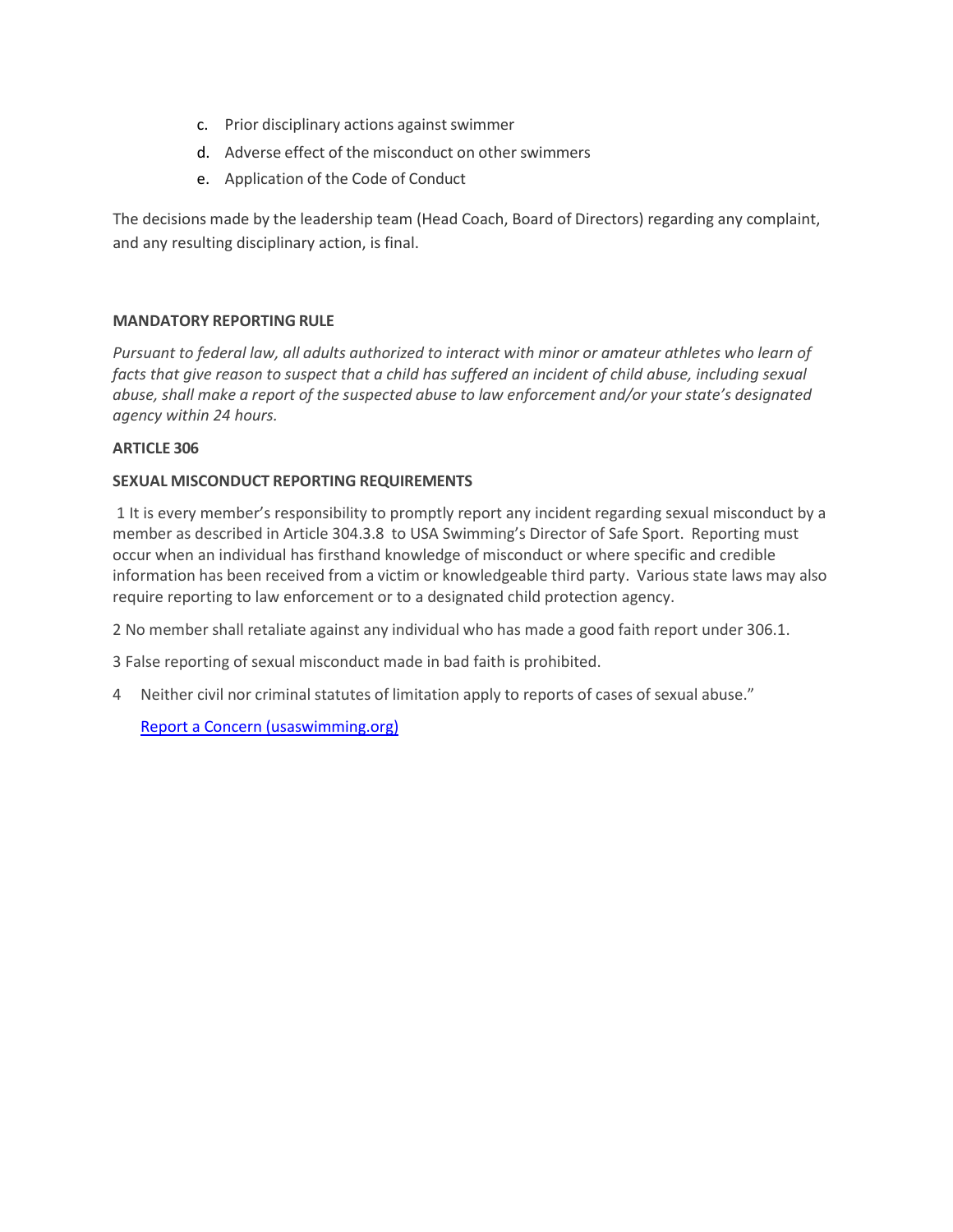c. Prior disciplinary actions against swimmer
d. Adverse effect of the misconduct on other swimmers
e. Application of the Code of Conduct

The decisions made by the leadership team (Head Coach, Board of Directors) regarding any complaint, and any resulting disciplinary action, is final.

**MANDATORY REPORTING RULE**

*Pursuant to federal law, all adults authorized to interact with minor or amateur athletes who learn of facts that give reason to suspect that a child has suffered an incident of child abuse, including sexual abuse, shall make a report of the suspected abuse to law enforcement and/or your state's designated agency within 24 hours.*

**ARTICLE 306**

**SEXUAL MISCONDUCT REPORTING REQUIREMENTS**

1 It is every member's responsibility to promptly report any incident regarding sexual misconduct by a member as described in Article 304.3.8 to USA Swimming's Director of Safe Sport. Reporting must occur when an individual has firsthand knowledge of misconduct or where specific and credible information has been received from a victim or knowledgeable third party. Various state laws may also require reporting to law enforcement or to a designated child protection agency.

2 No member shall retaliate against any individual who has made a good faith report under 306.1.

3 False reporting of sexual misconduct made in bad faith is prohibited.

4 Neither civil nor criminal statutes of limitation apply to reports of cases of sexual abuse."

[Report a Concern (usaswimming.org)]